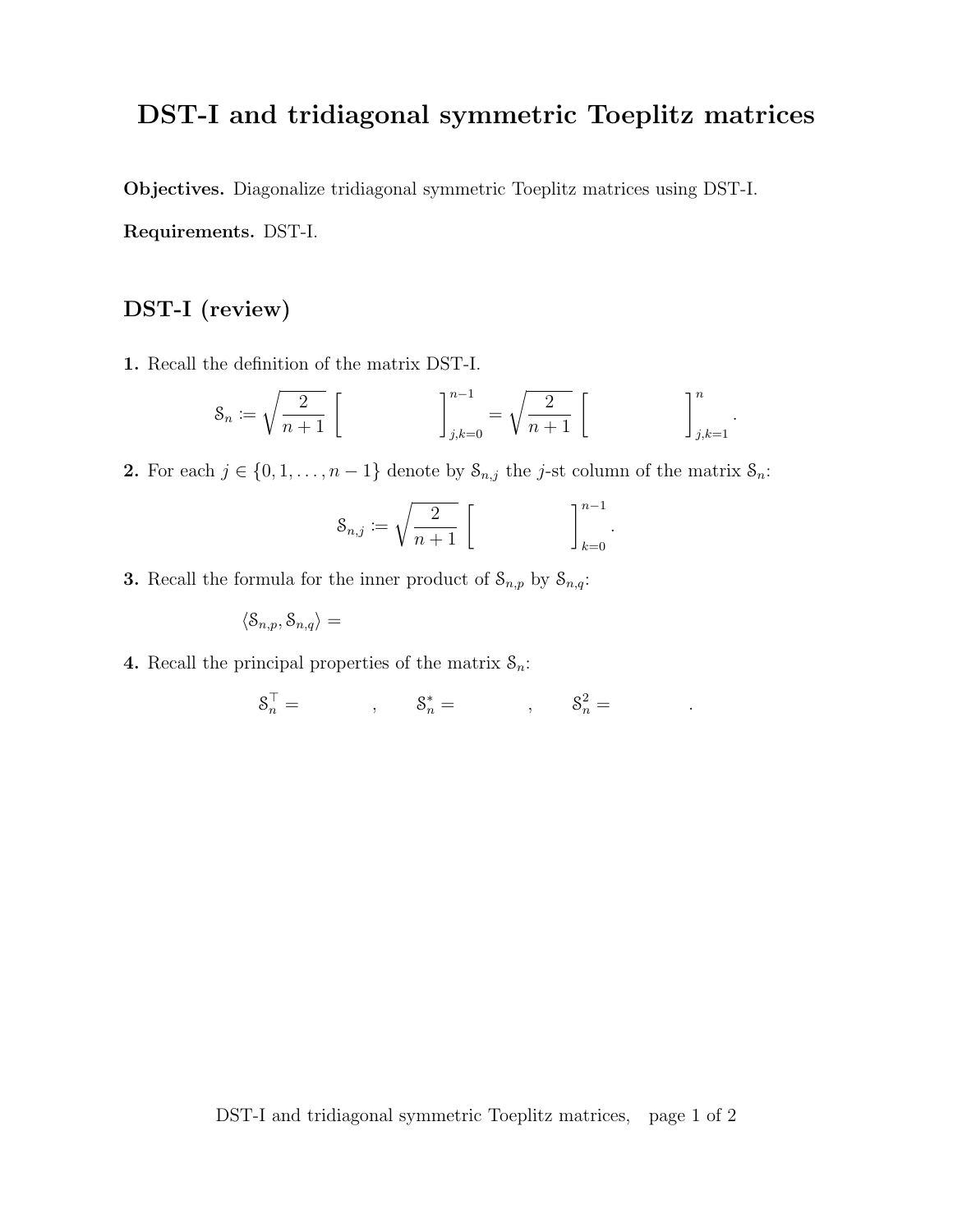# DST-I and tridiagonal symmetric Toeplitz matrices

**Objectives.** Diagonalize tridiagonal symmetric Toeplitz matrices using DST-I.

**Requirements.** DST-I.

## DST-I (review)

**1.** Recall the definition of the matrix DST-I.

$$\mathcal{S}_n := \sqrt{\frac{2}{n+1}} \left[ \qquad \qquad \right]_{j,k=0}^{n-1} = \sqrt{\frac{2}{n+1}} \left[ \qquad \qquad \right]_{j,k=1}^{n}.$$

**2.** For each $j \in \{0, 1, \ldots, n-1\}$ denote by $\mathcal{S}_{n,j}$ the $j$-st column of the matrix $\mathcal{S}_n$:

$$\mathcal{S}_{n,j} := \sqrt{\frac{2}{n+1}} \left[ \qquad \qquad \right]_{k=0}^{n-1}.$$

**3.** Recall the formula for the inner product of $\mathcal{S}_{n,p}$ by $\mathcal{S}_{n,q}$:

$$\langle \mathcal{S}_{n,p}, \mathcal{S}_{n,q} \rangle =$$

**4.** Recall the principal properties of the matrix $\mathcal{S}_n$:

$$\mathcal{S}_n^\top = \qquad , \qquad \mathcal{S}_n^* = \qquad , \qquad \mathcal{S}_n^2 = \qquad .$$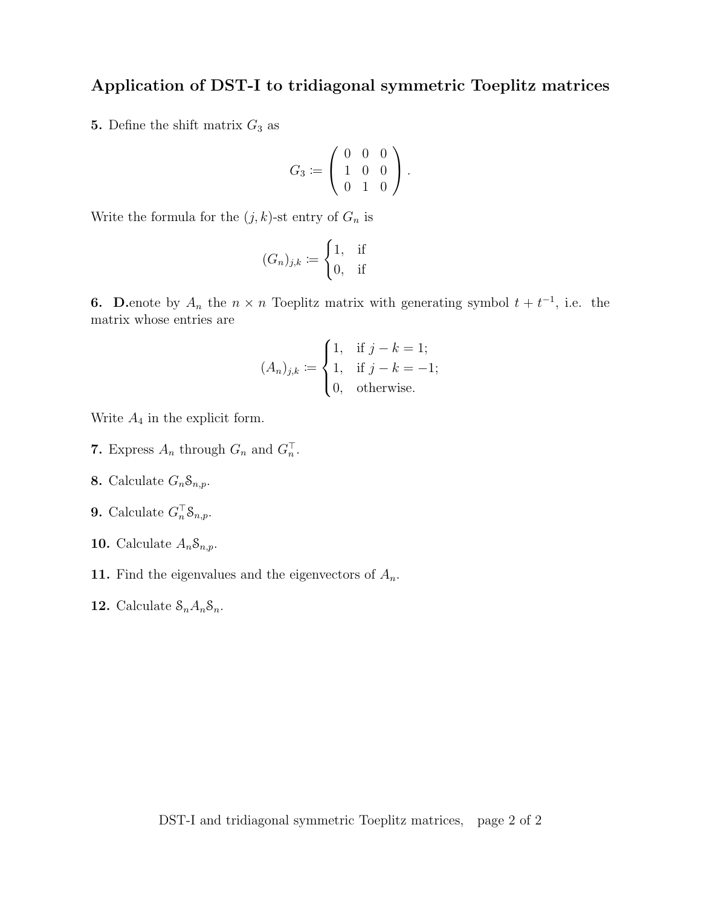# Application of DST-I to tridiagonal symmetric Toeplitz matrices

**5.** Define the shift matrix $G_3$ as

$$G_3 := \begin{pmatrix} 0 & 0 & 0 \\ 1 & 0 & 0 \\ 0 & 1 & 0 \end{pmatrix}.$$

Write the formula for the $(j,k)$-st entry of $G_n$ is

$$(G_n)_{j,k} := \begin{cases} 1, & \text{if} \\ 0, & \text{if} \end{cases}$$

**6. D.**enote by $A_n$ the $n \times n$ Toeplitz matrix with generating symbol $t + t^{-1}$, i.e. the matrix whose entries are

$$(A_n)_{j,k} := \begin{cases} 1, & \text{if } j - k = 1; \\ 1, & \text{if } j - k = -1; \\ 0, & \text{otherwise.} \end{cases}$$

Write $A_4$ in the explicit form.

**7.** Express $A_n$ through $G_n$ and $G_n^\top$.

**8.** Calculate $G_n \mathcal{S}_{n,p}$.

**9.** Calculate $G_n^\top \mathcal{S}_{n,p}$.

**10.** Calculate $A_n \mathcal{S}_{n,p}$.

**11.** Find the eigenvalues and the eigenvectors of $A_n$.

**12.** Calculate $\mathcal{S}_n A_n \mathcal{S}_n$.